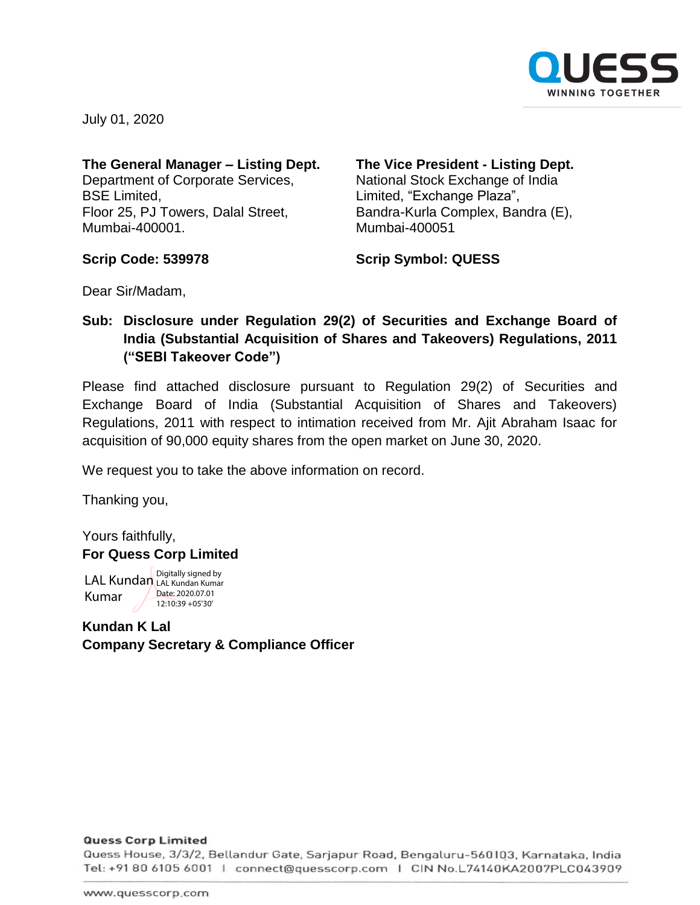July 01, 2020

**The General Manager – Listing Dept.**
Department of Corporate Services,
BSE Limited,
Floor 25, PJ Towers, Dalal Street,
Mumbai-400001.

**Scrip Code: 539978**

**The Vice President - Listing Dept.**
National Stock Exchange of India
Limited, "Exchange Plaza",
Bandra-Kurla Complex, Bandra (E),
Mumbai-400051

**Scrip Symbol: QUESS**

Dear Sir/Madam,

**Sub: Disclosure under Regulation 29(2) of Securities and Exchange Board of India (Substantial Acquisition of Shares and Takeovers) Regulations, 2011 ("SEBI Takeover Code")**

Please find attached disclosure pursuant to Regulation 29(2) of Securities and Exchange Board of India (Substantial Acquisition of Shares and Takeovers) Regulations, 2011 with respect to intimation received from Mr. Ajit Abraham Isaac for acquisition of 90,000 equity shares from the open market on June 30, 2020.

We request you to take the above information on record.

Thanking you,

Yours faithfully,
**For Quess Corp Limited**

LAL Kundan Kumar
Digitally signed by LAL Kundan Kumar
Date: 2020.07.01 12:10:39 +05'30'

**Kundan K Lal**
**Company Secretary & Compliance Officer**

**Quess Corp Limited**
Quess House, 3/3/2, Bellandur Gate, Sarjapur Road, Bengaluru-560103, Karnataka, India
Tel: +91 80 6105 6001 | connect@quesscorp.com | CIN No.L74140KA2007PLC043909

www.quesscorp.com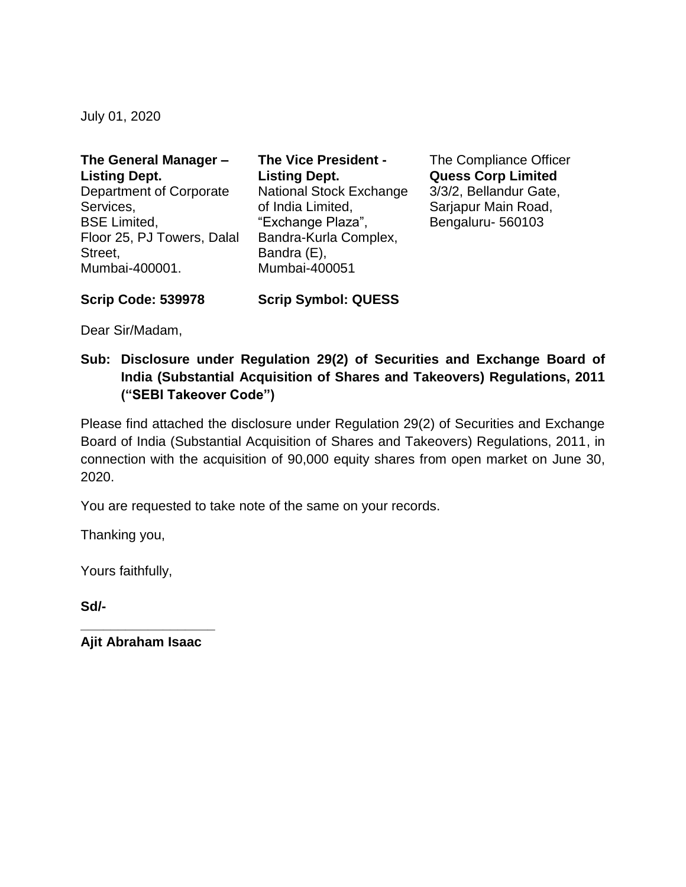July 01, 2020

**The General Manager – Listing Dept.**
Department of Corporate Services,
BSE Limited,
Floor 25, PJ Towers, Dalal Street,
Mumbai-400001.

**Scrip Code: 539978**

**The Vice President - Listing Dept.**
National Stock Exchange of India Limited,
"Exchange Plaza",
Bandra-Kurla Complex,
Bandra (E),
Mumbai-400051

**Scrip Symbol: QUESS**

The Compliance Officer
**Quess Corp Limited**
3/3/2, Bellandur Gate,
Sarjapur Main Road,
Bengaluru- 560103

Dear Sir/Madam,

**Sub: Disclosure under Regulation 29(2) of Securities and Exchange Board of India (Substantial Acquisition of Shares and Takeovers) Regulations, 2011 ("SEBI Takeover Code")**

Please find attached the disclosure under Regulation 29(2) of Securities and Exchange Board of India (Substantial Acquisition of Shares and Takeovers) Regulations, 2011, in connection with the acquisition of 90,000 equity shares from open market on June 30, 2020.

You are requested to take note of the same on your records.

Thanking you,

Yours faithfully,

**Sd/-**

**\_\_\_\_\_\_\_\_\_\_\_\_\_\_\_\_\_\_**

**Ajit Abraham Isaac**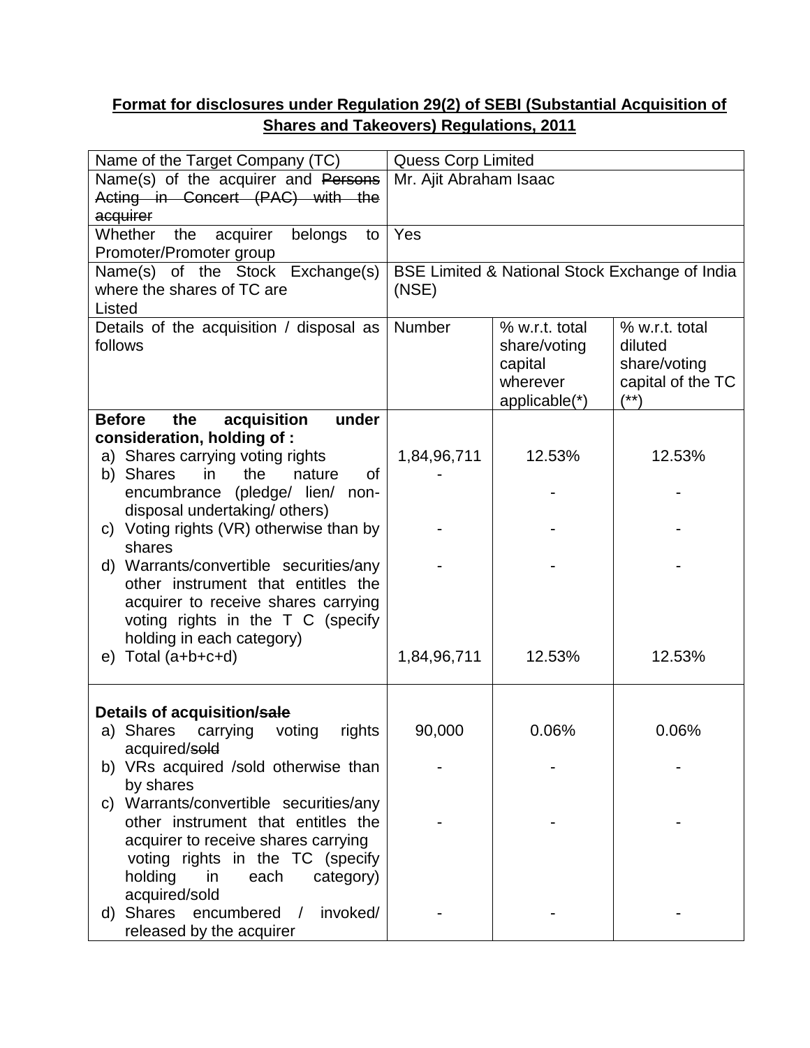**Format for disclosures under Regulation 29(2) of SEBI (Substantial Acquisition of Shares and Takeovers) Regulations, 2011**

| Name of the Target Company (TC) | Quess Corp Limited | | |
|---|---|---|---|
| Name(s) of the acquirer and ~~Persons Acting in Concert (PAC) with the acquirer~~ | Mr. Ajit Abraham Isaac | | |
| Whether the acquirer belongs to Promoter/Promoter group | Yes | | |
| Name(s) of the Stock Exchange(s) where the shares of TC are Listed | BSE Limited & National Stock Exchange of India (NSE) | | |
| Details of the acquisition / disposal as follows | Number | % w.r.t. total share/voting capital wherever applicable(*) | % w.r.t. total diluted share/voting capital of the TC (**) |
| **Before the acquisition under consideration, holding of :** | | | |
| a) Shares carrying voting rights | 1,84,96,711 | 12.53% | 12.53% |
| b) Shares in the nature of encumbrance (pledge/ lien/ non-disposal undertaking/ others) | - | - | - |
| c) Voting rights (VR) otherwise than by shares | - | - | - |
| d) Warrants/convertible securities/any other instrument that entitles the acquirer to receive shares carrying voting rights in the T C (specify holding in each category) | - | - | - |
| e) Total (a+b+c+d) | 1,84,96,711 | 12.53% | 12.53% |
| **Details of acquisition/~~sale~~** | | | |
| a) Shares carrying voting rights acquired/~~sold~~ | 90,000 | 0.06% | 0.06% |
| b) VRs acquired /sold otherwise than by shares | - | - | - |
| c) Warrants/convertible securities/any other instrument that entitles the acquirer to receive shares carrying voting rights in the TC (specify holding in each category) acquired/sold | - | - | - |
| d) Shares encumbered / invoked/ released by the acquirer | - | - | - |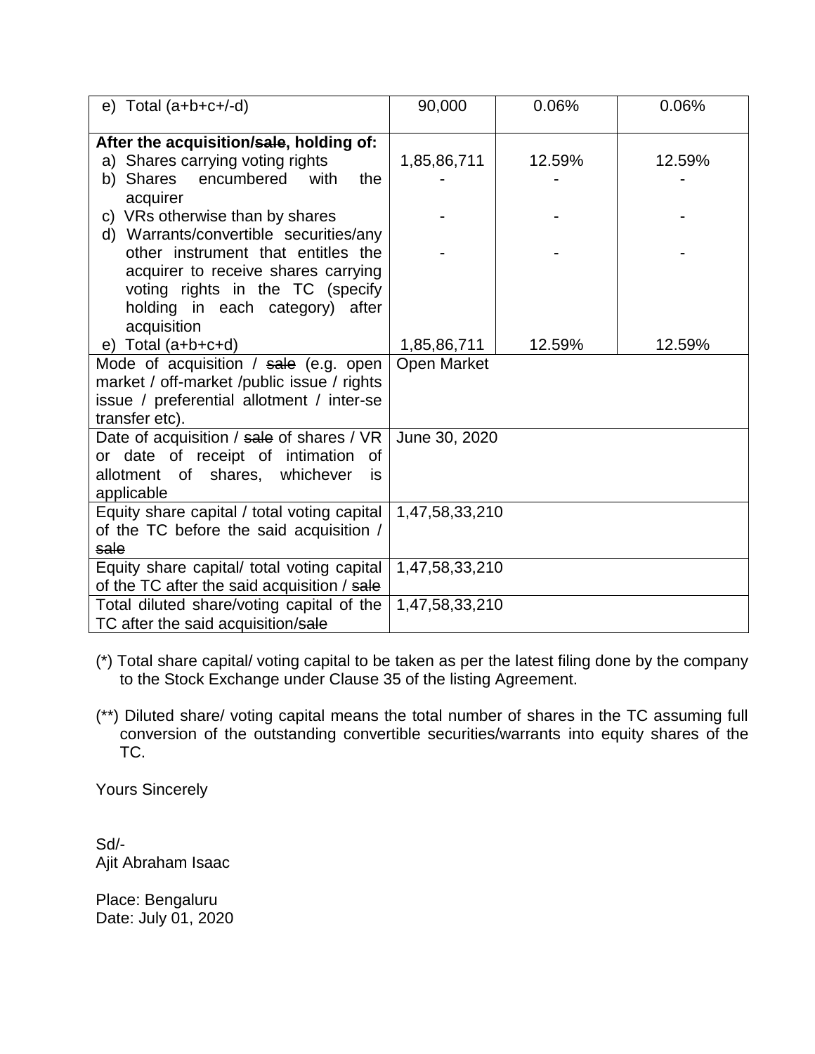| | | | |
|---|---|---|---|
| e) Total (a+b+c+/-d) | 90,000 | 0.06% | 0.06% |
| **After the acquisition/~~sale~~, holding of:** | | | |
| a) Shares carrying voting rights | 1,85,86,711 | 12.59% | 12.59% |
| b) Shares encumbered with the acquirer | - | - | - |
| c) VRs otherwise than by shares | - | - | - |
| d) Warrants/convertible securities/any other instrument that entitles the acquirer to receive shares carrying voting rights in the TC (specify holding in each category) after acquisition | - | - | - |
| e) Total (a+b+c+d) | 1,85,86,711 | 12.59% | 12.59% |
| Mode of acquisition / ~~sale~~ (e.g. open market / off-market /public issue / rights issue / preferential allotment / inter-se transfer etc). | Open Market | | |
| Date of acquisition / ~~sale~~ of shares / VR or date of receipt of intimation of allotment of shares, whichever is applicable | June 30, 2020 | | |
| Equity share capital / total voting capital of the TC before the said acquisition / ~~sale~~ | 1,47,58,33,210 | | |
| Equity share capital/ total voting capital of the TC after the said acquisition / ~~sale~~ | 1,47,58,33,210 | | |
| Total diluted share/voting capital of the TC after the said acquisition/~~sale~~ | 1,47,58,33,210 | | |

(*) Total share capital/ voting capital to be taken as per the latest filing done by the company to the Stock Exchange under Clause 35 of the listing Agreement.

(**) Diluted share/ voting capital means the total number of shares in the TC assuming full conversion of the outstanding convertible securities/warrants into equity shares of the TC.

Yours Sincerely

Sd/-
Ajit Abraham Isaac

Place: Bengaluru
Date: July 01, 2020